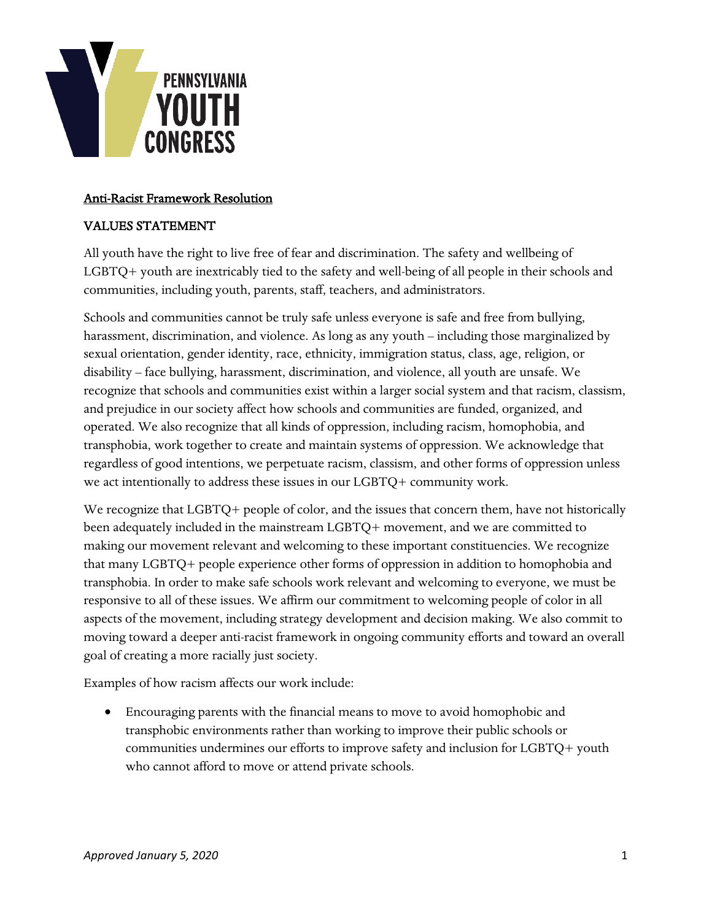PENNSYLVANIA YOUTH CONGRESS

## Anti-Racist Framework Resolution

### VALUES STATEMENT

All youth have the right to live free of fear and discrimination. The safety and wellbeing of LGBTQ+ youth are inextricably tied to the safety and well-being of all people in their schools and communities, including youth, parents, staff, teachers, and administrators.

Schools and communities cannot be truly safe unless everyone is safe and free from bullying, harassment, discrimination, and violence. As long as any youth – including those marginalized by sexual orientation, gender identity, race, ethnicity, immigration status, class, age, religion, or disability – face bullying, harassment, discrimination, and violence, all youth are unsafe. We recognize that schools and communities exist within a larger social system and that racism, classism, and prejudice in our society affect how schools and communities are funded, organized, and operated. We also recognize that all kinds of oppression, including racism, homophobia, and transphobia, work together to create and maintain systems of oppression. We acknowledge that regardless of good intentions, we perpetuate racism, classism, and other forms of oppression unless we act intentionally to address these issues in our LGBTQ+ community work.

We recognize that LGBTQ+ people of color, and the issues that concern them, have not historically been adequately included in the mainstream LGBTQ+ movement, and we are committed to making our movement relevant and welcoming to these important constituencies. We recognize that many LGBTQ+ people experience other forms of oppression in addition to homophobia and transphobia. In order to make safe schools work relevant and welcoming to everyone, we must be responsive to all of these issues. We affirm our commitment to welcoming people of color in all aspects of the movement, including strategy development and decision making. We also commit to moving toward a deeper anti-racist framework in ongoing community efforts and toward an overall goal of creating a more racially just society.

Examples of how racism affects our work include:

- Encouraging parents with the financial means to move to avoid homophobic and transphobic environments rather than working to improve their public schools or communities undermines our efforts to improve safety and inclusion for LGBTQ+ youth who cannot afford to move or attend private schools.

*Approved January 5, 2020*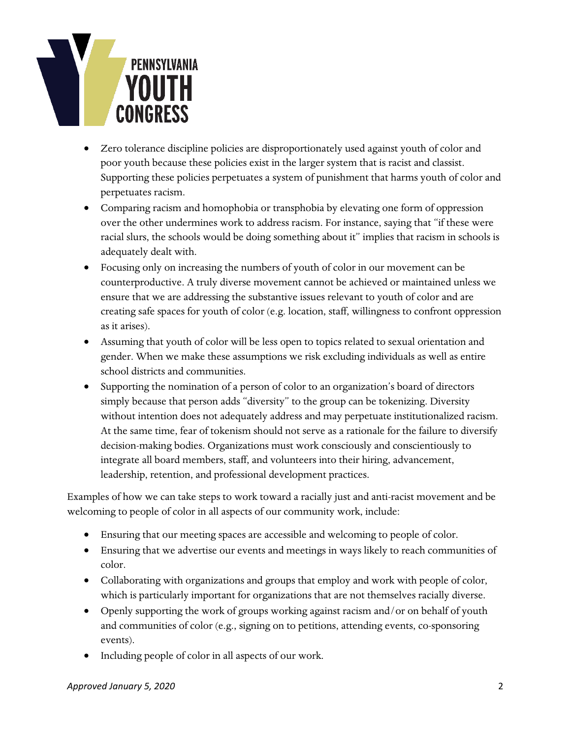- Zero tolerance discipline policies are disproportionately used against youth of color and poor youth because these policies exist in the larger system that is racist and classist. Supporting these policies perpetuates a system of punishment that harms youth of color and perpetuates racism.
- Comparing racism and homophobia or transphobia by elevating one form of oppression over the other undermines work to address racism. For instance, saying that "if these were racial slurs, the schools would be doing something about it" implies that racism in schools is adequately dealt with.
- Focusing only on increasing the numbers of youth of color in our movement can be counterproductive. A truly diverse movement cannot be achieved or maintained unless we ensure that we are addressing the substantive issues relevant to youth of color and are creating safe spaces for youth of color (e.g. location, staff, willingness to confront oppression as it arises).
- Assuming that youth of color will be less open to topics related to sexual orientation and gender. When we make these assumptions we risk excluding individuals as well as entire school districts and communities.
- Supporting the nomination of a person of color to an organization's board of directors simply because that person adds "diversity" to the group can be tokenizing. Diversity without intention does not adequately address and may perpetuate institutionalized racism. At the same time, fear of tokenism should not serve as a rationale for the failure to diversify decision-making bodies. Organizations must work consciously and conscientiously to integrate all board members, staff, and volunteers into their hiring, advancement, leadership, retention, and professional development practices.

Examples of how we can take steps to work toward a racially just and anti-racist movement and be welcoming to people of color in all aspects of our community work, include:

- Ensuring that our meeting spaces are accessible and welcoming to people of color.
- Ensuring that we advertise our events and meetings in ways likely to reach communities of color.
- Collaborating with organizations and groups that employ and work with people of color, which is particularly important for organizations that are not themselves racially diverse.
- Openly supporting the work of groups working against racism and/or on behalf of youth and communities of color (e.g., signing on to petitions, attending events, co-sponsoring events).
- Including people of color in all aspects of our work.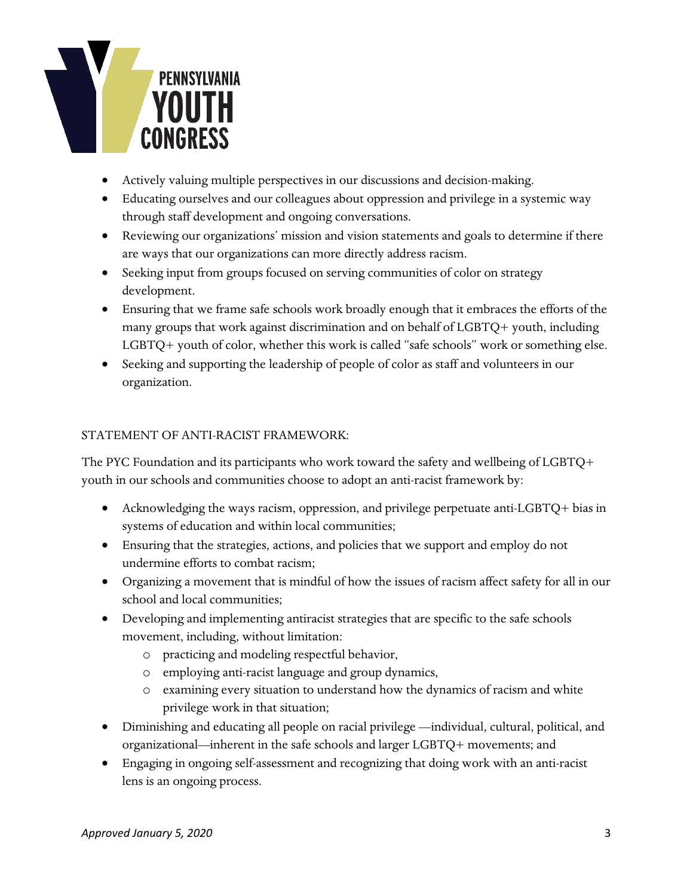- Actively valuing multiple perspectives in our discussions and decision-making.
- Educating ourselves and our colleagues about oppression and privilege in a systemic way through staff development and ongoing conversations.
- Reviewing our organizations' mission and vision statements and goals to determine if there are ways that our organizations can more directly address racism.
- Seeking input from groups focused on serving communities of color on strategy development.
- Ensuring that we frame safe schools work broadly enough that it embraces the efforts of the many groups that work against discrimination and on behalf of LGBTQ+ youth, including LGBTQ+ youth of color, whether this work is called "safe schools" work or something else.
- Seeking and supporting the leadership of people of color as staff and volunteers in our organization.

STATEMENT OF ANTI-RACIST FRAMEWORK:

The PYC Foundation and its participants who work toward the safety and wellbeing of LGBTQ+ youth in our schools and communities choose to adopt an anti-racist framework by:

- Acknowledging the ways racism, oppression, and privilege perpetuate anti-LGBTQ+ bias in systems of education and within local communities;
- Ensuring that the strategies, actions, and policies that we support and employ do not undermine efforts to combat racism;
- Organizing a movement that is mindful of how the issues of racism affect safety for all in our school and local communities;
- Developing and implementing antiracist strategies that are specific to the safe schools movement, including, without limitation:
    - practicing and modeling respectful behavior,
    - employing anti-racist language and group dynamics,
    - examining every situation to understand how the dynamics of racism and white privilege work in that situation;
- Diminishing and educating all people on racial privilege —individual, cultural, political, and organizational—inherent in the safe schools and larger LGBTQ+ movements; and
- Engaging in ongoing self-assessment and recognizing that doing work with an anti-racist lens is an ongoing process.

*Approved January 5, 2020*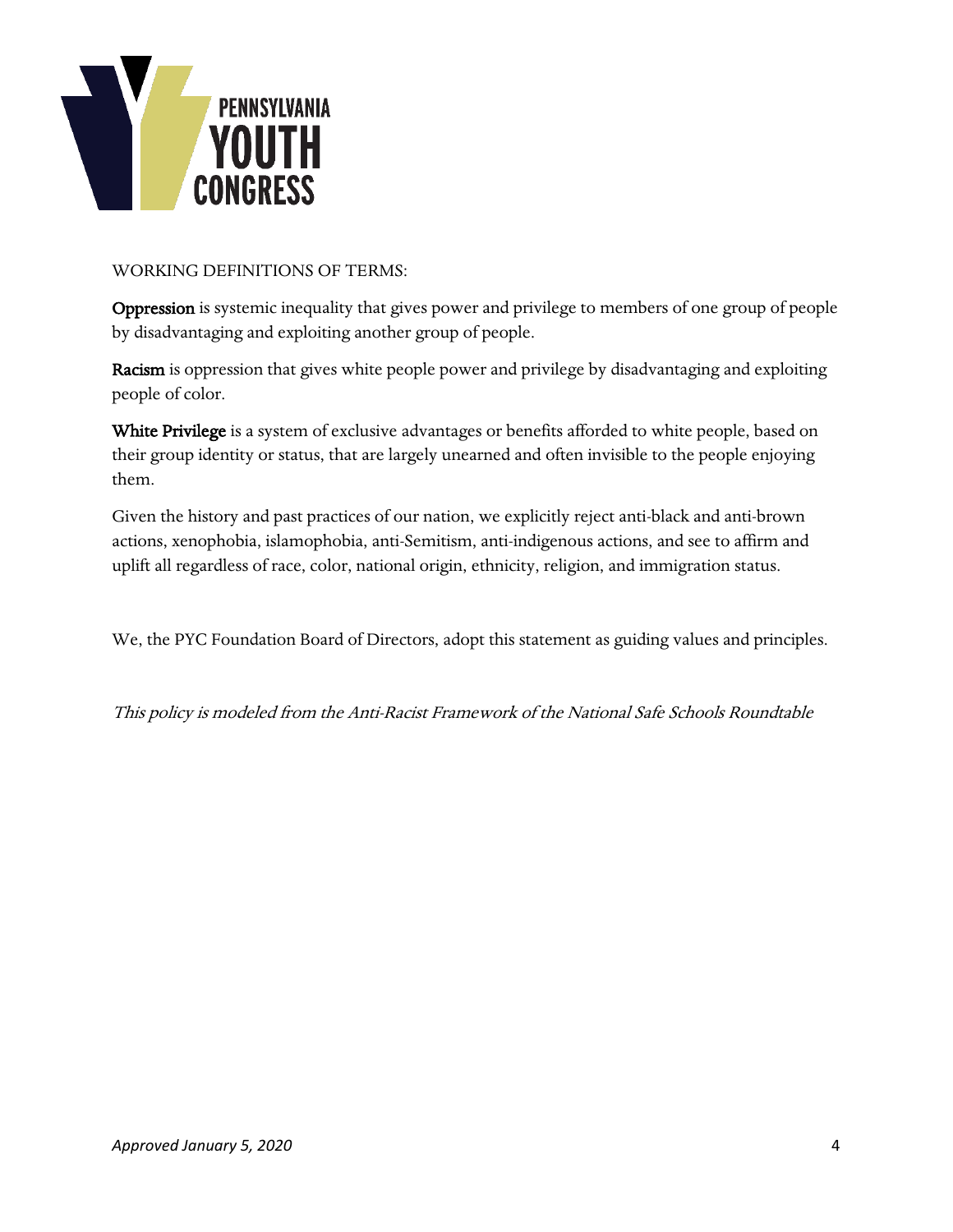PENNSYLVANIA YOUTH CONGRESS

WORKING DEFINITIONS OF TERMS:

**Oppression** is systemic inequality that gives power and privilege to members of one group of people by disadvantaging and exploiting another group of people.

**Racism** is oppression that gives white people power and privilege by disadvantaging and exploiting people of color.

**White Privilege** is a system of exclusive advantages or benefits afforded to white people, based on their group identity or status, that are largely unearned and often invisible to the people enjoying them.

Given the history and past practices of our nation, we explicitly reject anti-black and anti-brown actions, xenophobia, islamophobia, anti-Semitism, anti-indigenous actions, and see to affirm and uplift all regardless of race, color, national origin, ethnicity, religion, and immigration status.

We, the PYC Foundation Board of Directors, adopt this statement as guiding values and principles.

*This policy is modeled from the Anti-Racist Framework of the National Safe Schools Roundtable*

***Approved January 5, 2020***